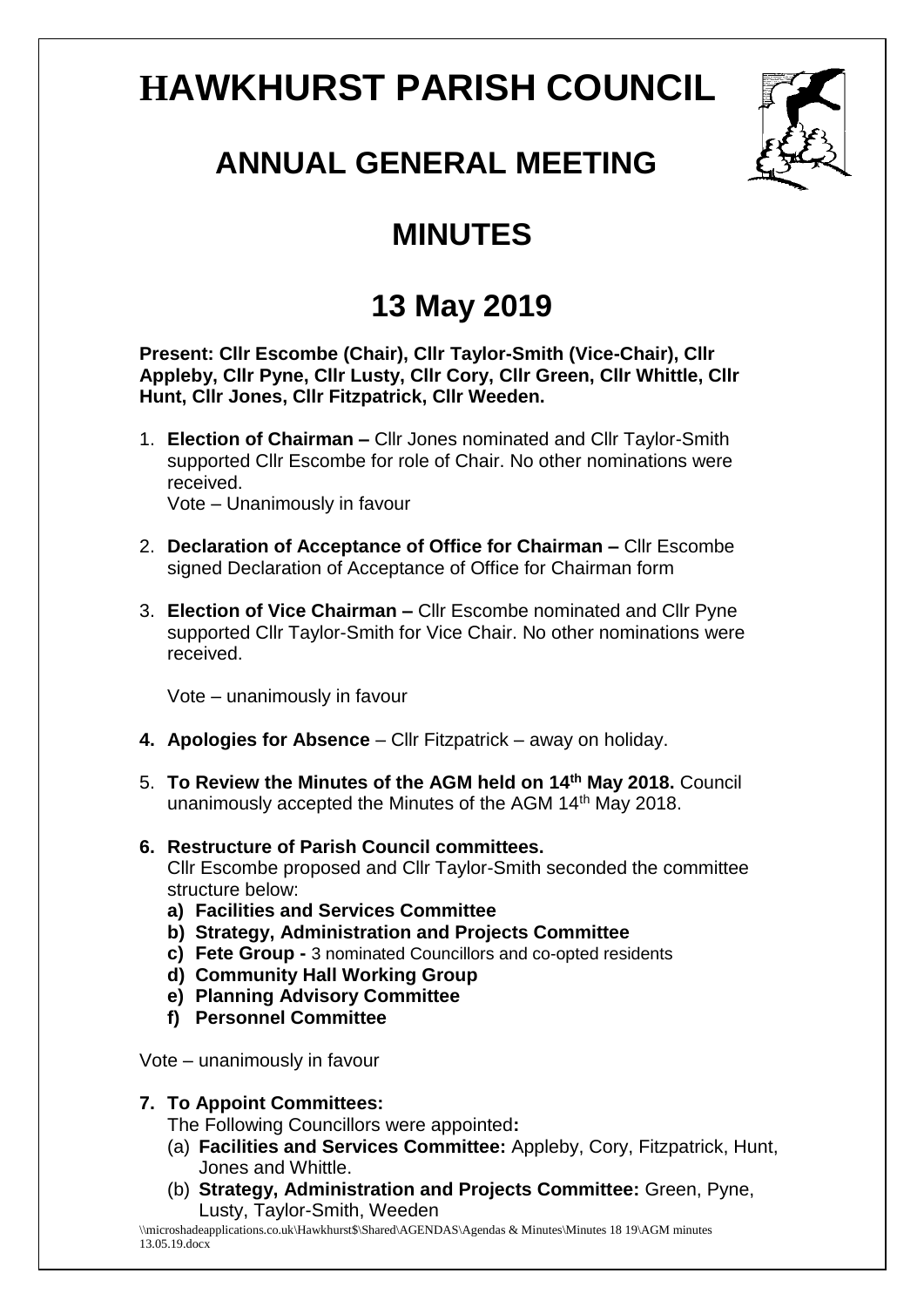# HAWKHURST PARISH COUNCIL

## ANNUAL GENERAL MEETING

## MINUTES

## 13 May 2019

**Present: Cllr Escombe (Chair), Cllr Taylor-Smith (Vice-Chair), Cllr Appleby, Cllr Pyne, Cllr Lusty, Cllr Cory, Cllr Green, Cllr Whittle, Cllr Hunt, Cllr Jones, Cllr Fitzpatrick, Cllr Weeden.**

1. **Election of Chairman –** Cllr Jones nominated and Cllr Taylor-Smith supported Cllr Escombe for role of Chair. No other nominations were received.
   Vote – Unanimously in favour

2. **Declaration of Acceptance of Office for Chairman –** Cllr Escombe signed Declaration of Acceptance of Office for Chairman form

3. **Election of Vice Chairman –** Cllr Escombe nominated and Cllr Pyne supported Cllr Taylor-Smith for Vice Chair. No other nominations were received.

   Vote – unanimously in favour

4. **Apologies for Absence** – Cllr Fitzpatrick – away on holiday.

5. **To Review the Minutes of the AGM held on 14th May 2018.** Council unanimously accepted the Minutes of the AGM 14th May 2018.

6. **Restructure of Parish Council committees.**
   Cllr Escombe proposed and Cllr Taylor-Smith seconded the committee structure below:
   - **a) Facilities and Services Committee**
   - **b) Strategy, Administration and Projects Committee**
   - **c) Fete Group -** 3 nominated Councillors and co-opted residents
   - **d) Community Hall Working Group**
   - **e) Planning Advisory Committee**
   - **f) Personnel Committee**

Vote – unanimously in favour

7. **To Appoint Committees:**
   The Following Councillors were appointed**:**
   - (a) **Facilities and Services Committee:** Appleby, Cory, Fitzpatrick, Hunt, Jones and Whittle.
   - (b) **Strategy, Administration and Projects Committee:** Green, Pyne, Lusty, Taylor-Smith, Weeden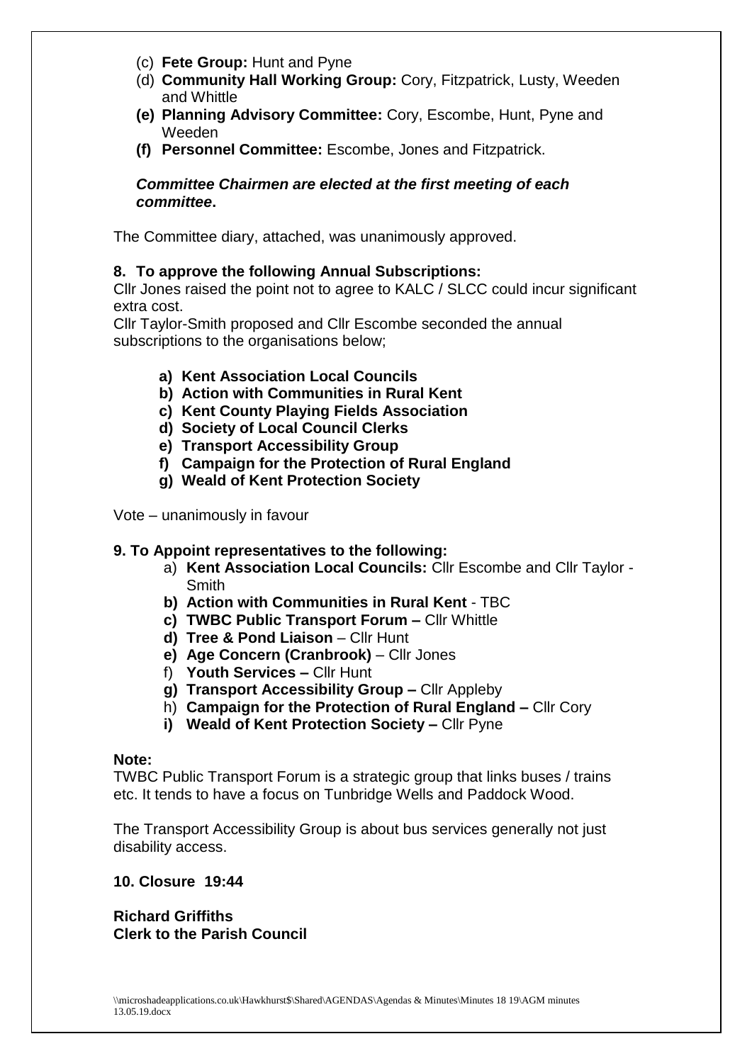(c) **Fete Group:** Hunt and Pyne
(d) **Community Hall Working Group:** Cory, Fitzpatrick, Lusty, Weeden and Whittle
**(e) Planning Advisory Committee:** Cory, Escombe, Hunt, Pyne and Weeden
**(f) Personnel Committee:** Escombe, Jones and Fitzpatrick.

***Committee Chairmen are elected at the first meeting of each committee.***

The Committee diary, attached, was unanimously approved.

**8. To approve the following Annual Subscriptions:**

Cllr Jones raised the point not to agree to KALC / SLCC could incur significant extra cost.

Cllr Taylor-Smith proposed and Cllr Escombe seconded the annual subscriptions to the organisations below;

**a) Kent Association Local Councils**
**b) Action with Communities in Rural Kent**
**c) Kent County Playing Fields Association**
**d) Society of Local Council Clerks**
**e) Transport Accessibility Group**
**f) Campaign for the Protection of Rural England**
**g) Weald of Kent Protection Society**

Vote – unanimously in favour

**9. To Appoint representatives to the following:**

a) **Kent Association Local Councils:** Cllr Escombe and Cllr Taylor - Smith
**b) Action with Communities in Rural Kent** - TBC
**c) TWBC Public Transport Forum –** Cllr Whittle
**d) Tree & Pond Liaison** – Cllr Hunt
**e) Age Concern (Cranbrook)** – Cllr Jones
f) **Youth Services –** Cllr Hunt
**g) Transport Accessibility Group –** Cllr Appleby
h) **Campaign for the Protection of Rural England –** Cllr Cory
**i) Weald of Kent Protection Society –** Cllr Pyne

**Note:**

TWBC Public Transport Forum is a strategic group that links buses / trains etc. It tends to have a focus on Tunbridge Wells and Paddock Wood.

The Transport Accessibility Group is about bus services generally not just disability access.

**10. Closure 19:44**

**Richard Griffiths**
**Clerk to the Parish Council**

\\microshadeapplications.co.uk\Hawkhurst$\Shared\AGENDAS\Agendas & Minutes\Minutes 18 19\AGM minutes 13.05.19.docx